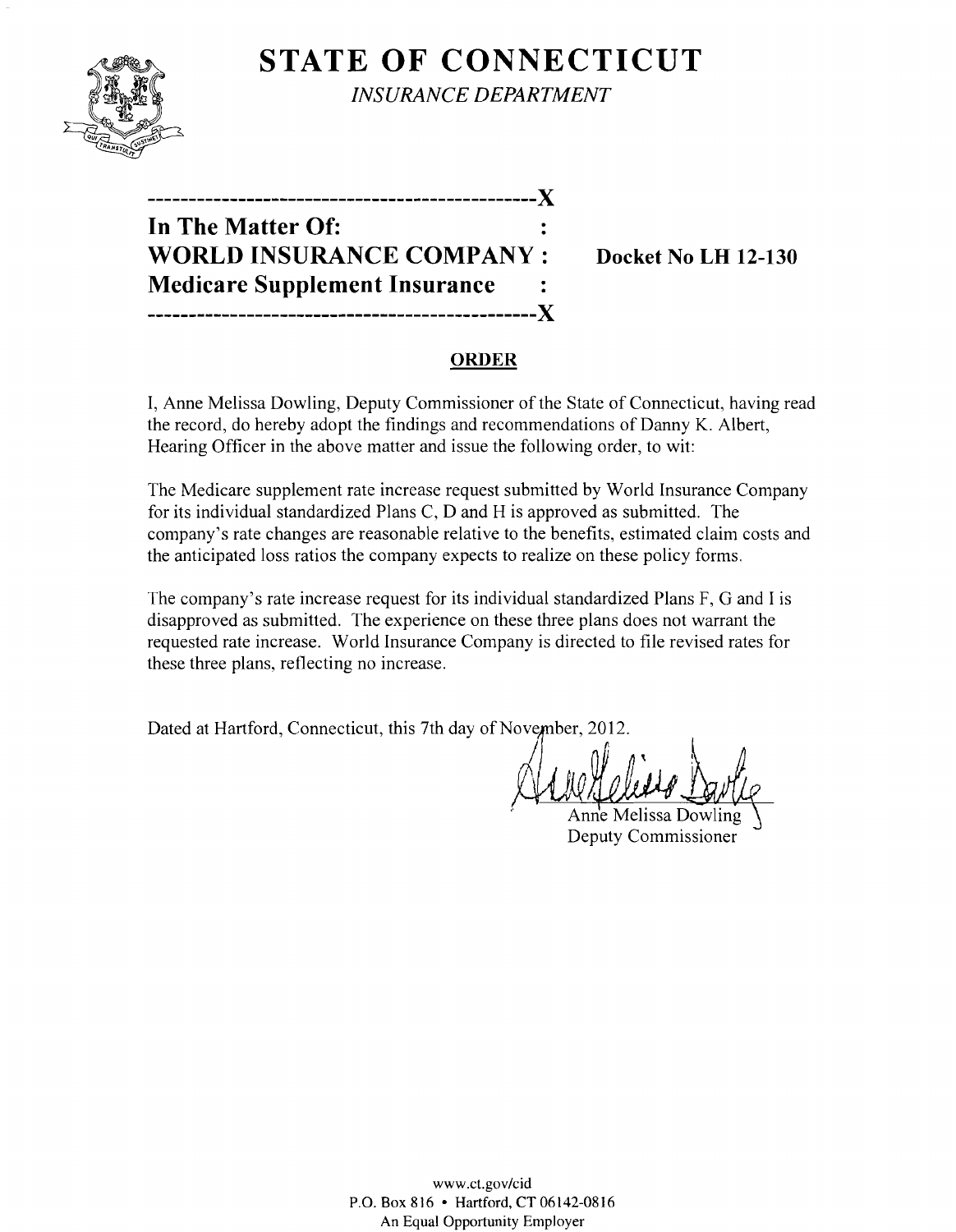# STATE OF CONNECTICUT

*INSURANCE DEPARTMENT*

---

**In The Matter Of:**
**WORLD INSURANCE COMPANY :** **Docket No LH 12-130**
**Medicare Supplement Insurance**

---

## ORDER

I, Anne Melissa Dowling, Deputy Commissioner of the State of Connecticut, having read the record, do hereby adopt the findings and recommendations of Danny K. Albert, Hearing Officer in the above matter and issue the following order, to wit:

The Medicare supplement rate increase request submitted by World Insurance Company for its individual standardized Plans C, D and H is approved as submitted. The company's rate changes are reasonable relative to the benefits, estimated claim costs and the anticipated loss ratios the company expects to realize on these policy forms.

The company's rate increase request for its individual standardized Plans F, G and I is disapproved as submitted. The experience on these three plans does not warrant the requested rate increase. World Insurance Company is directed to file revised rates for these three plans, reflecting no increase.

Dated at Hartford, Connecticut, this 7th day of November, 2012.

Anne Melissa Dowling
Deputy Commissioner

www.ct.gov/cid
P.O. Box 816 • Hartford, CT 06142-0816
An Equal Opportunity Employer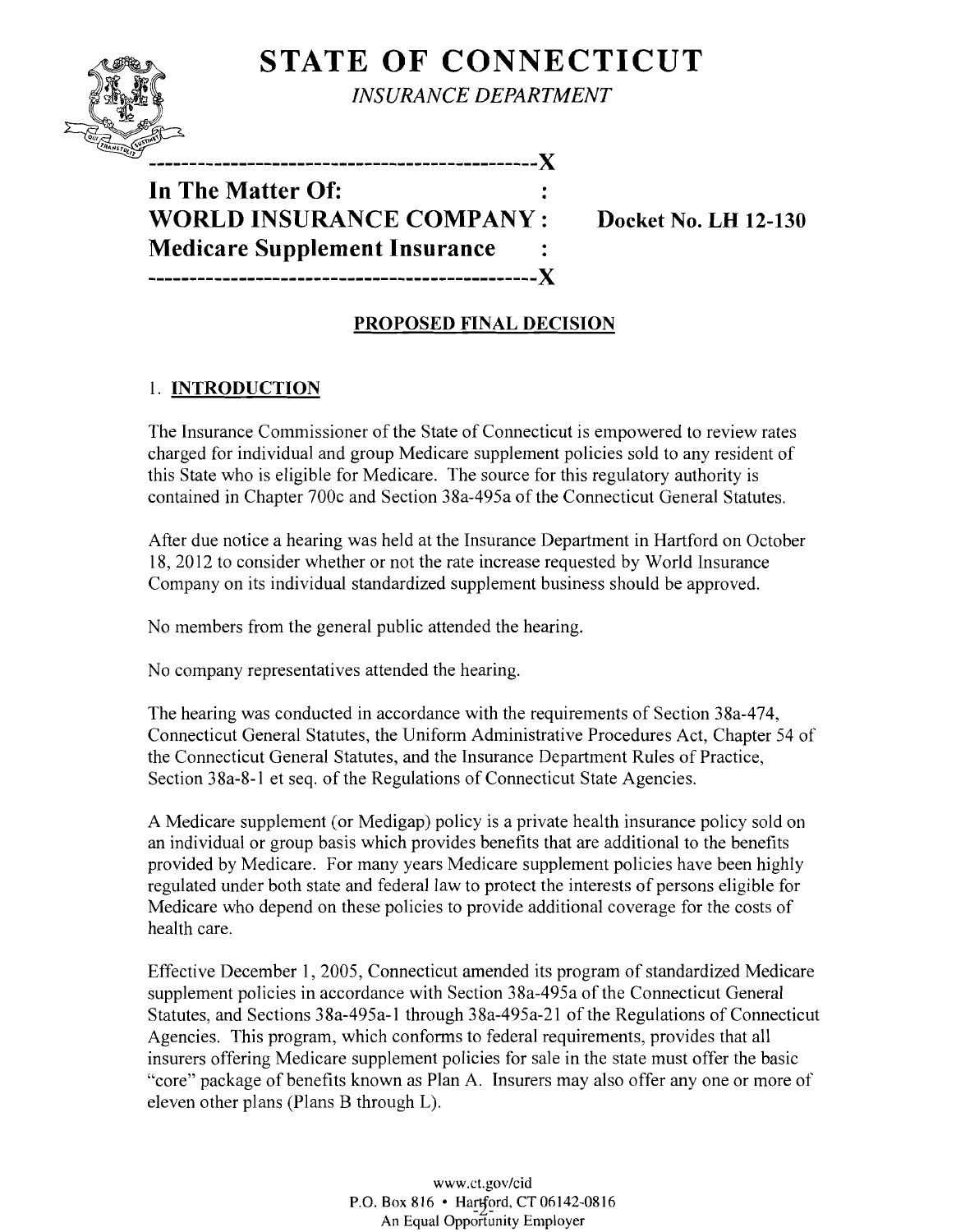# STATE OF CONNECTICUT

*INSURANCE DEPARTMENT*

---

**In The Matter Of:**
**WORLD INSURANCE COMPANY:** **Docket No. LH 12-130**
**Medicare Supplement Insurance**

---

## PROPOSED FINAL DECISION

### 1. INTRODUCTION

The Insurance Commissioner of the State of Connecticut is empowered to review rates charged for individual and group Medicare supplement policies sold to any resident of this State who is eligible for Medicare. The source for this regulatory authority is contained in Chapter 700c and Section 38a-495a of the Connecticut General Statutes.

After due notice a hearing was held at the Insurance Department in Hartford on October 18, 2012 to consider whether or not the rate increase requested by World Insurance Company on its individual standardized supplement business should be approved.

No members from the general public attended the hearing.

No company representatives attended the hearing.

The hearing was conducted in accordance with the requirements of Section 38a-474, Connecticut General Statutes, the Uniform Administrative Procedures Act, Chapter 54 of the Connecticut General Statutes, and the Insurance Department Rules of Practice, Section 38a-8-1 et seq. of the Regulations of Connecticut State Agencies.

A Medicare supplement (or Medigap) policy is a private health insurance policy sold on an individual or group basis which provides benefits that are additional to the benefits provided by Medicare. For many years Medicare supplement policies have been highly regulated under both state and federal law to protect the interests of persons eligible for Medicare who depend on these policies to provide additional coverage for the costs of health care.

Effective December 1, 2005, Connecticut amended its program of standardized Medicare supplement policies in accordance with Section 38a-495a of the Connecticut General Statutes, and Sections 38a-495a-1 through 38a-495a-21 of the Regulations of Connecticut Agencies. This program, which conforms to federal requirements, provides that all insurers offering Medicare supplement policies for sale in the state must offer the basic "core" package of benefits known as Plan A. Insurers may also offer any one or more of eleven other plans (Plans B through L).

www.ct.gov/cid
P.O. Box 816 • Hartford, CT 06142-0816
An Equal Opportunity Employer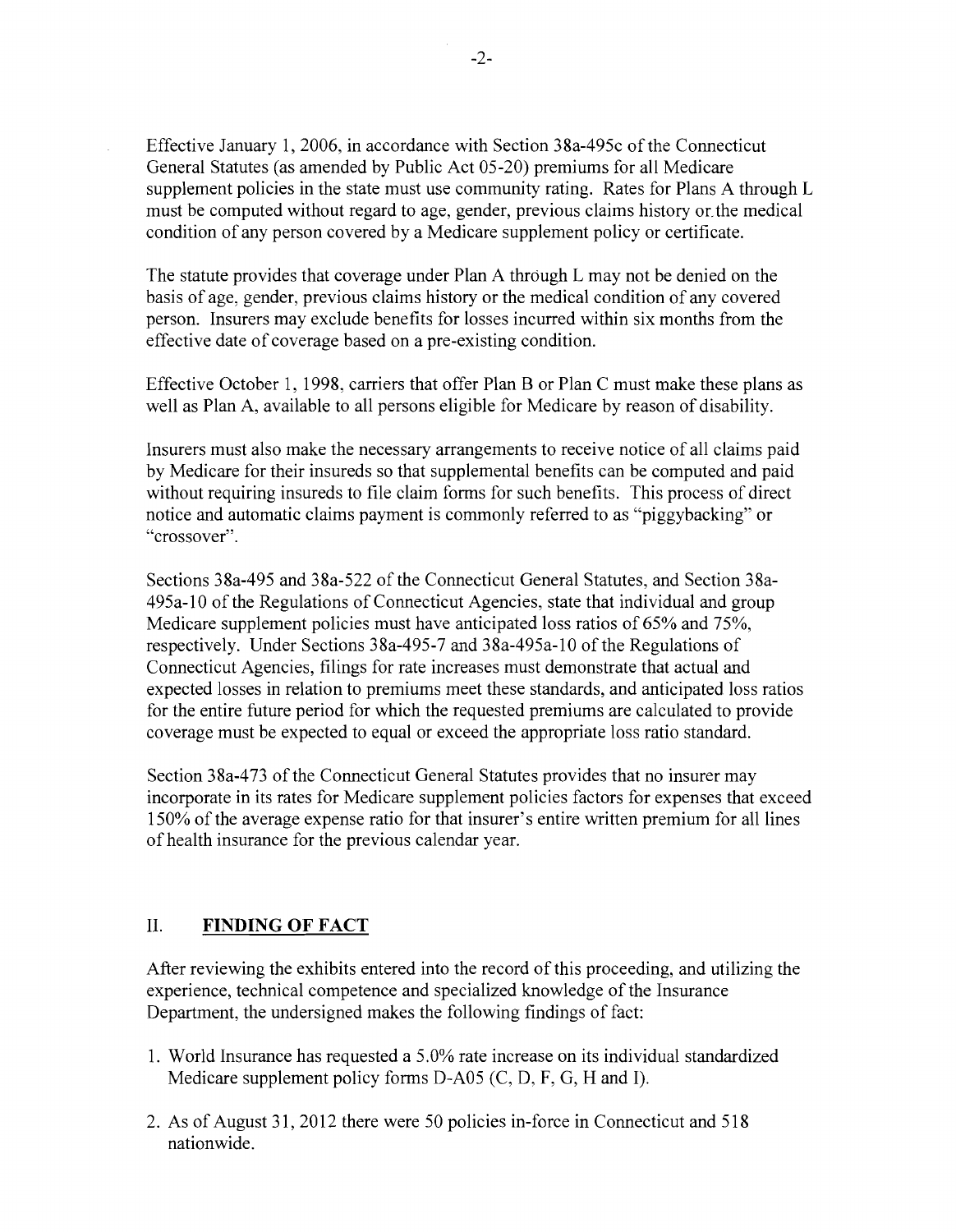Effective January 1, 2006, in accordance with Section 38a-495c of the Connecticut General Statutes (as amended by Public Act 05-20) premiums for all Medicare supplement policies in the state must use community rating. Rates for Plans A through L must be computed without regard to age, gender, previous claims history or the medical condition of any person covered by a Medicare supplement policy or certificate.

The statute provides that coverage under Plan A through L may not be denied on the basis of age, gender, previous claims history or the medical condition of any covered person. Insurers may exclude benefits for losses incurred within six months from the effective date of coverage based on a pre-existing condition.

Effective October 1, 1998, carriers that offer Plan B or Plan C must make these plans as well as Plan A, available to all persons eligible for Medicare by reason of disability.

Insurers must also make the necessary arrangements to receive notice of all claims paid by Medicare for their insureds so that supplemental benefits can be computed and paid without requiring insureds to file claim forms for such benefits. This process of direct notice and automatic claims payment is commonly referred to as "piggybacking" or "crossover".

Sections 38a-495 and 38a-522 of the Connecticut General Statutes, and Section 38a-495a-10 of the Regulations of Connecticut Agencies, state that individual and group Medicare supplement policies must have anticipated loss ratios of 65% and 75%, respectively. Under Sections 38a-495-7 and 38a-495a-10 of the Regulations of Connecticut Agencies, filings for rate increases must demonstrate that actual and expected losses in relation to premiums meet these standards, and anticipated loss ratios for the entire future period for which the requested premiums are calculated to provide coverage must be expected to equal or exceed the appropriate loss ratio standard.

Section 38a-473 of the Connecticut General Statutes provides that no insurer may incorporate in its rates for Medicare supplement policies factors for expenses that exceed 150% of the average expense ratio for that insurer's entire written premium for all lines of health insurance for the previous calendar year.

## II. **FINDING OF FACT**

After reviewing the exhibits entered into the record of this proceeding, and utilizing the experience, technical competence and specialized knowledge of the Insurance Department, the undersigned makes the following findings of fact:

1. World Insurance has requested a 5.0% rate increase on its individual standardized Medicare supplement policy forms D-A05 (C, D, F, G, H and I).
2. As of August 31, 2012 there were 50 policies in-force in Connecticut and 518 nationwide.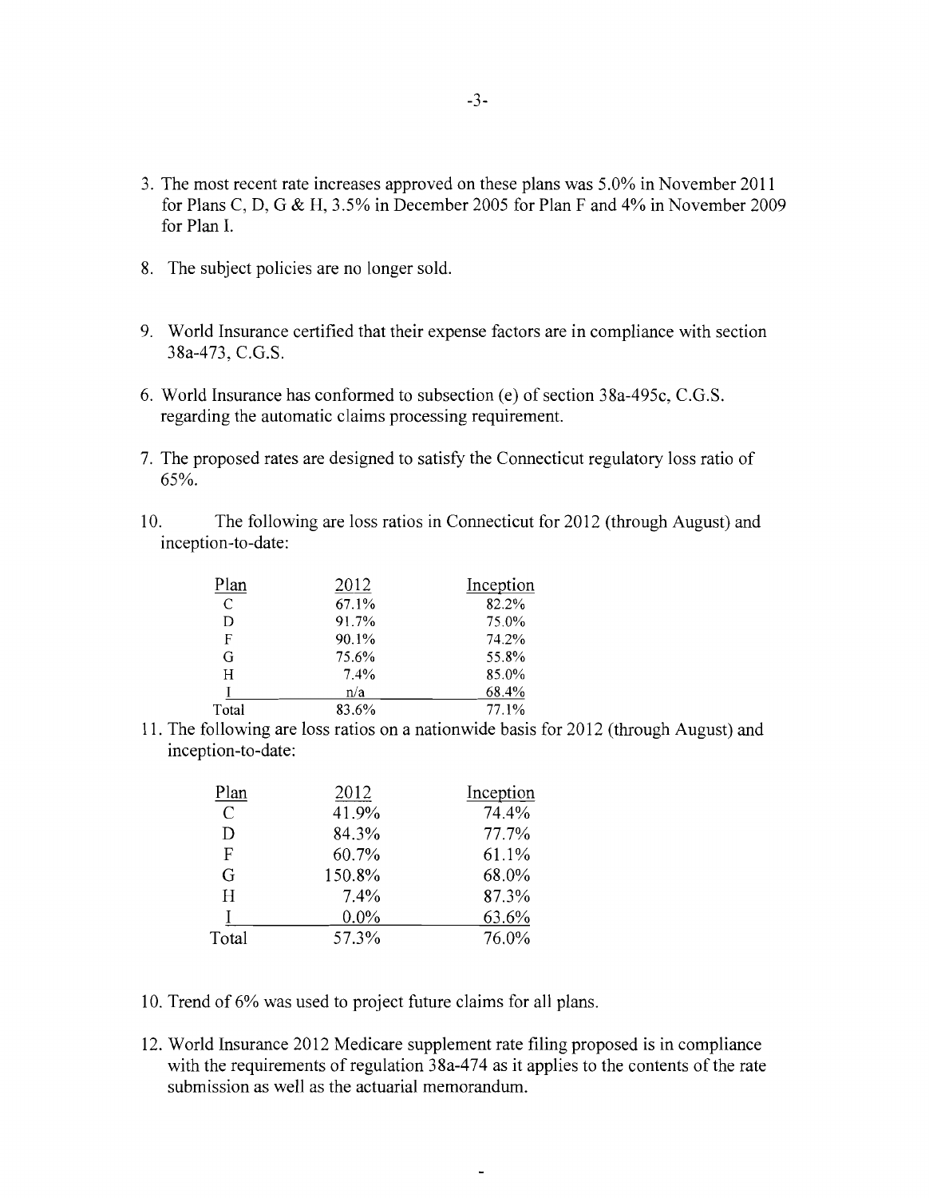3. The most recent rate increases approved on these plans was 5.0% in November 2011 for Plans C, D, G & H, 3.5% in December 2005 for Plan F and 4% in November 2009 for Plan I.

8. The subject policies are no longer sold.

9. World Insurance certified that their expense factors are in compliance with section 38a-473, C.G.S.

6. World Insurance has conformed to subsection (e) of section 38a-495c, C.G.S. regarding the automatic claims processing requirement.

7. The proposed rates are designed to satisfy the Connecticut regulatory loss ratio of 65%.

10. The following are loss ratios in Connecticut for 2012 (through August) and inception-to-date:

| Plan | 2012 | Inception |
|---|---|---|
| C | 67.1% | 82.2% |
| D | 91.7% | 75.0% |
| F | 90.1% | 74.2% |
| G | 75.6% | 55.8% |
| H | 7.4% | 85.0% |
| I | n/a | 68.4% |
| Total | 83.6% | 77.1% |

11. The following are loss ratios on a nationwide basis for 2012 (through August) and inception-to-date:

| Plan | 2012 | Inception |
|---|---|---|
| C | 41.9% | 74.4% |
| D | 84.3% | 77.7% |
| F | 60.7% | 61.1% |
| G | 150.8% | 68.0% |
| H | 7.4% | 87.3% |
| I | 0.0% | 63.6% |
| Total | 57.3% | 76.0% |

10. Trend of 6% was used to project future claims for all plans.

12. World Insurance 2012 Medicare supplement rate filing proposed is in compliance with the requirements of regulation 38a-474 as it applies to the contents of the rate submission as well as the actuarial memorandum.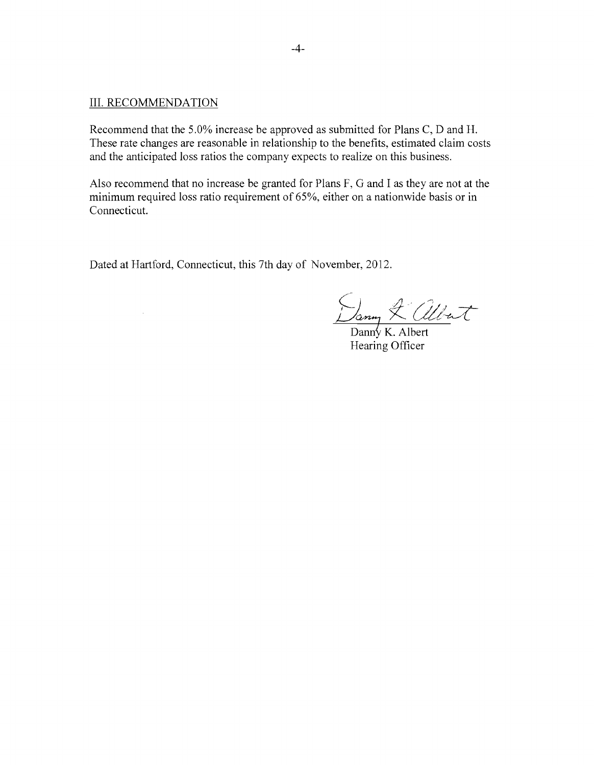## III. RECOMMENDATION

Recommend that the 5.0% increase be approved as submitted for Plans C, D and H. These rate changes are reasonable in relationship to the benefits, estimated claim costs and the anticipated loss ratios the company expects to realize on this business.

Also recommend that no increase be granted for Plans F, G and I as they are not at the minimum required loss ratio requirement of 65%, either on a nationwide basis or in Connecticut.

Dated at Hartford, Connecticut, this 7th day of November, 2012.

Danny K. Albert
Hearing Officer